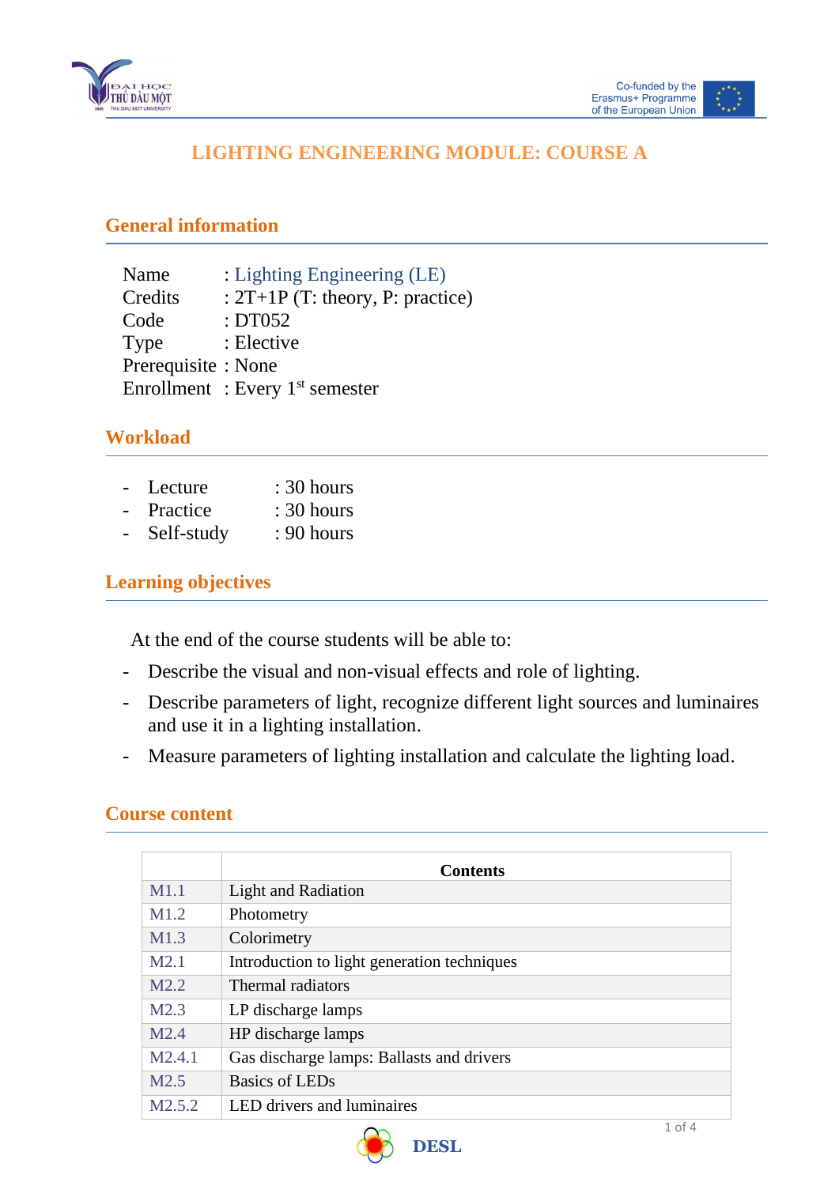# LIGHTING ENGINEERING MODULE: COURSE A

## General information

Name : Lighting Engineering (LE)
Credits : 2T+1P (T: theory, P: practice)
Code : DT052
Type : Elective
Prerequisite : None
Enrollment : Every 1st semester

## Workload

- Lecture : 30 hours
- Practice : 30 hours
- Self-study : 90 hours

## Learning objectives

At the end of the course students will be able to:

- Describe the visual and non-visual effects and role of lighting.
- Describe parameters of light, recognize different light sources and luminaires and use it in a lighting installation.
- Measure parameters of lighting installation and calculate the lighting load.

## Course content

| | Contents |
|---|---|
| M1.1 | Light and Radiation |
| M1.2 | Photometry |
| M1.3 | Colorimetry |
| M2.1 | Introduction to light generation techniques |
| M2.2 | Thermal radiators |
| M2.3 | LP discharge lamps |
| M2.4 | HP discharge lamps |
| M2.4.1 | Gas discharge lamps: Ballasts and drivers |
| M2.5 | Basics of LEDs |
| M2.5.2 | LED drivers and luminaires |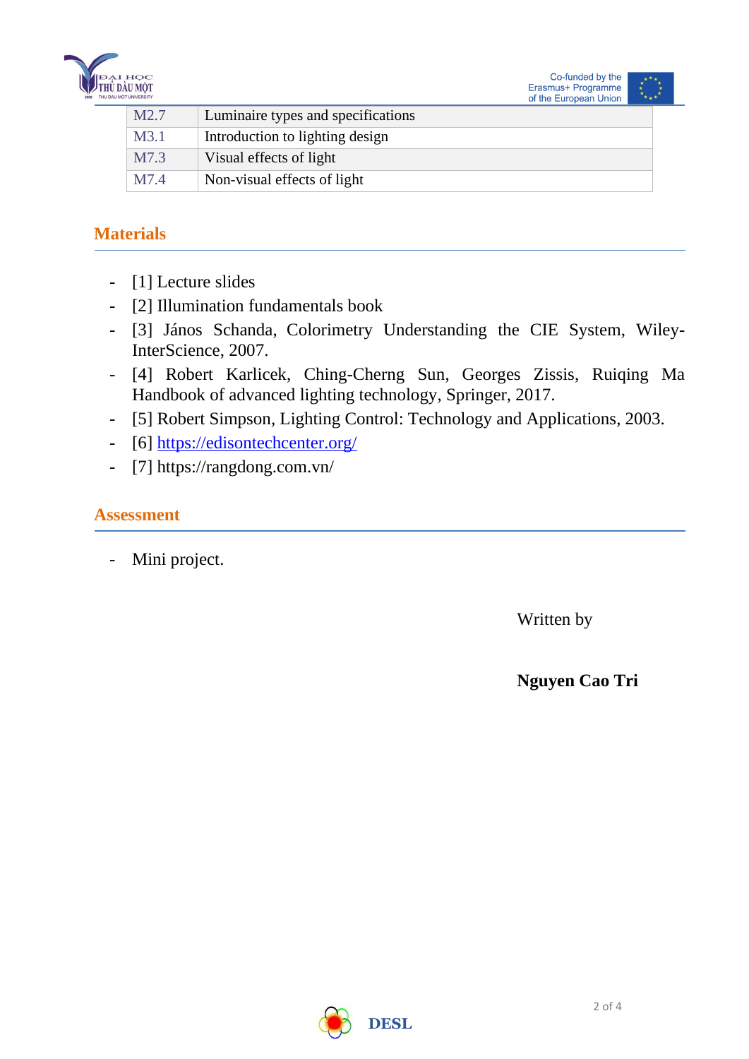| | |
|---|---|
| M2.7 | Luminaire types and specifications |
| M3.1 | Introduction to lighting design |
| M7.3 | Visual effects of light |
| M7.4 | Non-visual effects of light |

## Materials

- [1] Lecture slides
- [2] Illumination fundamentals book
- [3] János Schanda, Colorimetry Understanding the CIE System, Wiley-InterScience, 2007.
- [4] Robert Karlicek, Ching-Cherng Sun, Georges Zissis, Ruiqing Ma Handbook of advanced lighting technology, Springer, 2017.
- [5] Robert Simpson, Lighting Control: Technology and Applications, 2003.
- [6] https://edisontechcenter.org/
- [7] https://rangdong.com.vn/

## Assessment

- Mini project.

Written by

**Nguyen Cao Tri**